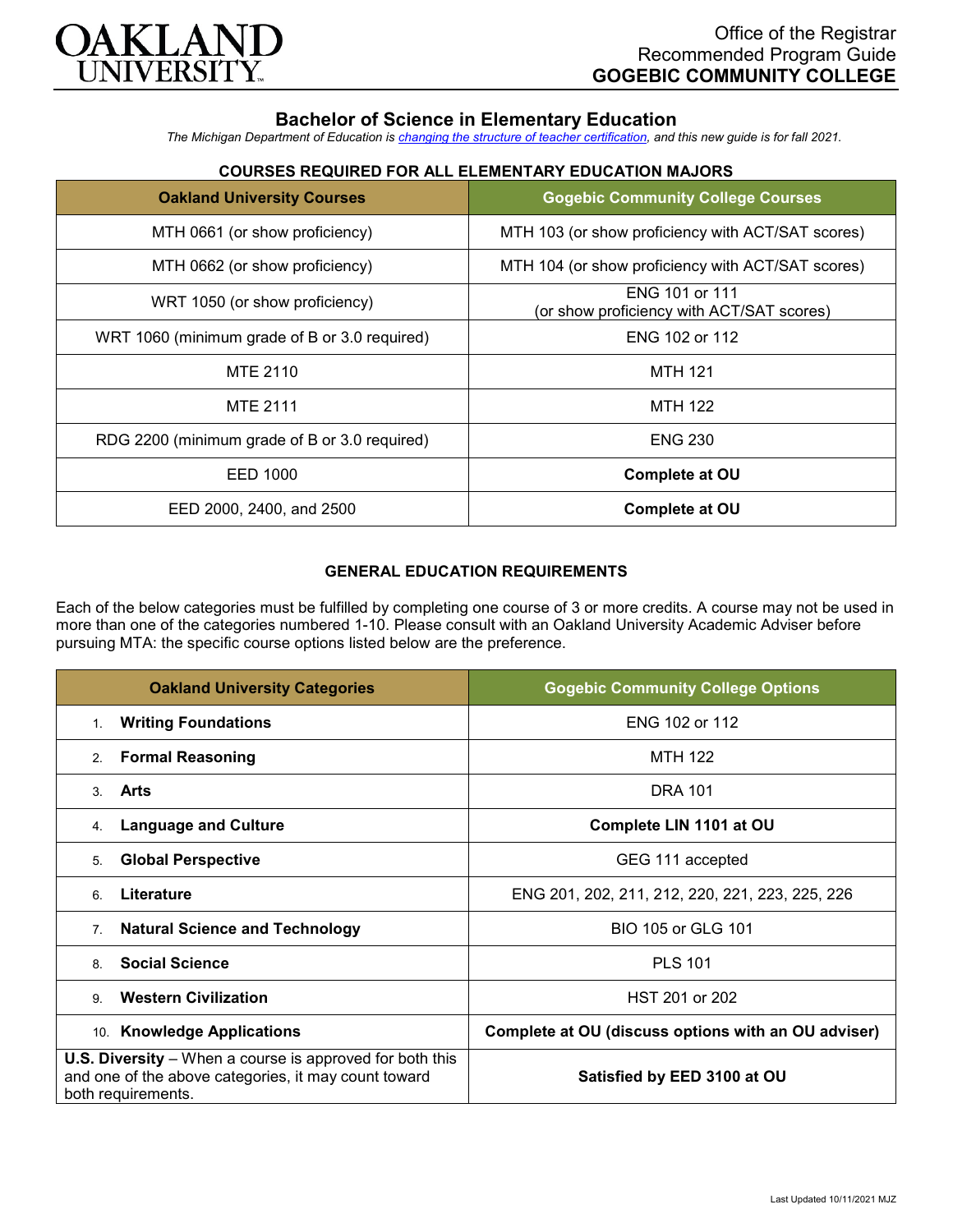Office of the Registrar
Recommended Program Guide
**GOGEBIC COMMUNITY COLLEGE**

# Bachelor of Science in Elementary Education

*The Michigan Department of Education is [changing the structure of teacher certification](), and this new guide is for fall 2021.*

## COURSES REQUIRED FOR ALL ELEMENTARY EDUCATION MAJORS

| Oakland University Courses | Gogebic Community College Courses |
|---|---|
| MTH 0661 (or show proficiency) | MTH 103 (or show proficiency with ACT/SAT scores) |
| MTH 0662 (or show proficiency) | MTH 104 (or show proficiency with ACT/SAT scores) |
| WRT 1050 (or show proficiency) | ENG 101 or 111 (or show proficiency with ACT/SAT scores) |
| WRT 1060 (minimum grade of B or 3.0 required) | ENG 102 or 112 |
| MTE 2110 | MTH 121 |
| MTE 2111 | MTH 122 |
| RDG 2200 (minimum grade of B or 3.0 required) | ENG 230 |
| EED 1000 | **Complete at OU** |
| EED 2000, 2400, and 2500 | **Complete at OU** |

## GENERAL EDUCATION REQUIREMENTS

Each of the below categories must be fulfilled by completing one course of 3 or more credits. A course may not be used in more than one of the categories numbered 1-10. Please consult with an Oakland University Academic Adviser before pursuing MTA: the specific course options listed below are the preference.

| Oakland University Categories | Gogebic Community College Options |
|---|---|
| 1. **Writing Foundations** | ENG 102 or 112 |
| 2. **Formal Reasoning** | MTH 122 |
| 3. **Arts** | DRA 101 |
| 4. **Language and Culture** | **Complete LIN 1101 at OU** |
| 5. **Global Perspective** | GEG 111 accepted |
| 6. **Literature** | ENG 201, 202, 211, 212, 220, 221, 223, 225, 226 |
| 7. **Natural Science and Technology** | BIO 105 or GLG 101 |
| 8. **Social Science** | PLS 101 |
| 9. **Western Civilization** | HST 201 or 202 |
| 10. **Knowledge Applications** | **Complete at OU (discuss options with an OU adviser)** |
| **U.S. Diversity** – When a course is approved for both this and one of the above categories, it may count toward both requirements. | **Satisfied by EED 3100 at OU** |

Last Updated 10/11/2021 MJZ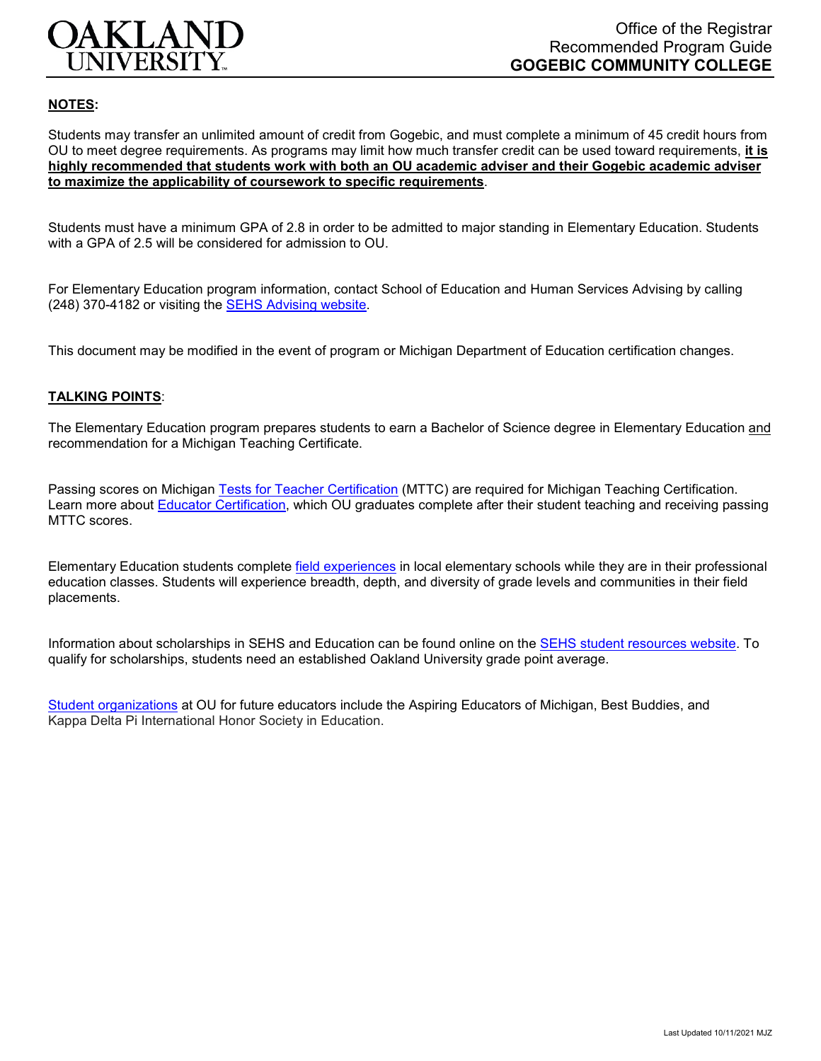**NOTES:**

Students may transfer an unlimited amount of credit from Gogebic, and must complete a minimum of 45 credit hours from OU to meet degree requirements. As programs may limit how much transfer credit can be used toward requirements, **it is highly recommended that students work with both an OU academic adviser and their Gogebic academic adviser to maximize the applicability of coursework to specific requirements**.

Students must have a minimum GPA of 2.8 in order to be admitted to major standing in Elementary Education. Students with a GPA of 2.5 will be considered for admission to OU.

For Elementary Education program information, contact School of Education and Human Services Advising by calling (248) 370-4182 or visiting the SEHS Advising website.

This document may be modified in the event of program or Michigan Department of Education certification changes.

**TALKING POINTS**:

The Elementary Education program prepares students to earn a Bachelor of Science degree in Elementary Education and recommendation for a Michigan Teaching Certificate.

Passing scores on Michigan Tests for Teacher Certification (MTTC) are required for Michigan Teaching Certification. Learn more about Educator Certification, which OU graduates complete after their student teaching and receiving passing MTTC scores.

Elementary Education students complete field experiences in local elementary schools while they are in their professional education classes. Students will experience breadth, depth, and diversity of grade levels and communities in their field placements.

Information about scholarships in SEHS and Education can be found online on the SEHS student resources website. To qualify for scholarships, students need an established Oakland University grade point average.

Student organizations at OU for future educators include the Aspiring Educators of Michigan, Best Buddies, and Kappa Delta Pi International Honor Society in Education.

Last Updated 10/11/2021 MJZ